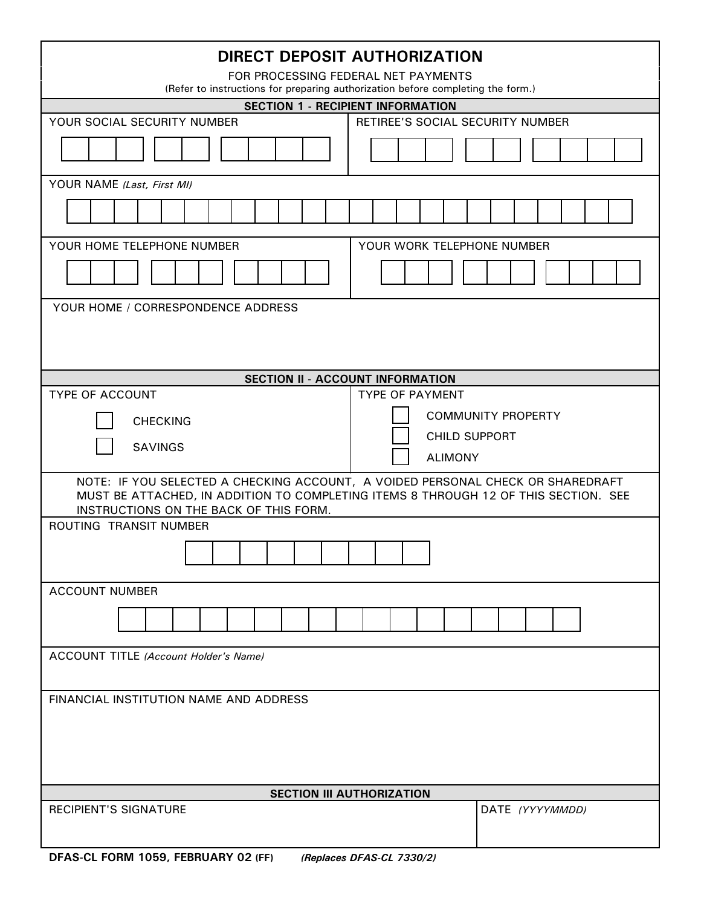# DIRECT DEPOSIT AUTHORIZATION

FOR PROCESSING FEDERAL NET PAYMENTS

(Refer to instructions for preparing authorization before completing the form.)

## SECTION 1 - RECIPIENT INFORMATION

| YOUR SOCIAL SECURITY NUMBER | RETIREE'S SOCIAL SECURITY NUMBER |
|---|---|
| | |

YOUR NAME *(Last, First MI)*

| YOUR HOME TELEPHONE NUMBER | YOUR WORK TELEPHONE NUMBER |
|---|---|
| | |

YOUR HOME / CORRESPONDENCE ADDRESS

## SECTION II - ACCOUNT INFORMATION

| TYPE OF ACCOUNT | TYPE OF PAYMENT |
|---|---|
| ☐ CHECKING | ☐ COMMUNITY PROPERTY |
| ☐ SAVINGS | ☐ CHILD SUPPORT |
| | ☐ ALIMONY |

NOTE: IF YOU SELECTED A CHECKING ACCOUNT, A VOIDED PERSONAL CHECK OR SHAREDRAFT MUST BE ATTACHED, IN ADDITION TO COMPLETING ITEMS 8 THROUGH 12 OF THIS SECTION. SEE INSTRUCTIONS ON THE BACK OF THIS FORM.

ROUTING TRANSIT NUMBER

ACCOUNT NUMBER

ACCOUNT TITLE *(Account Holder's Name)*

FINANCIAL INSTITUTION NAME AND ADDRESS

## SECTION III AUTHORIZATION

| RECIPIENT'S SIGNATURE | DATE *(YYYYMMDD)* |
|---|---|
| | |

**DFAS-CL FORM 1059, FEBRUARY 02 (FF)** *(Replaces DFAS-CL 7330/2)*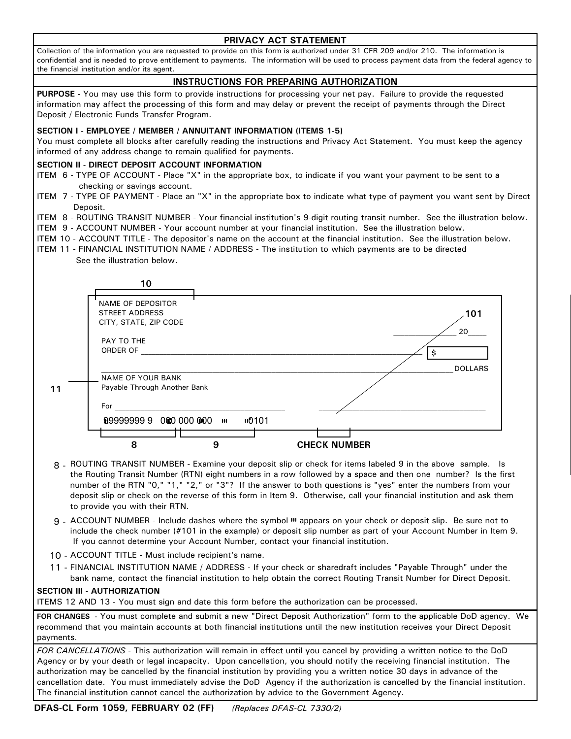## PRIVACY ACT STATEMENT

Collection of the information you are requested to provide on this form is authorized under 31 CFR 209 and/or 210. The information is confidential and is needed to prove entitlement to payments. The information will be used to process payment data from the federal agency to the financial institution and/or its agent.

## INSTRUCTIONS FOR PREPARING AUTHORIZATION

**PURPOSE** - You may use this form to provide instructions for processing your net pay. Failure to provide the requested information may affect the processing of this form and may delay or prevent the receipt of payments through the Direct Deposit / Electronic Funds Transfer Program.

**SECTION I - EMPLOYEE / MEMBER / ANNUITANT INFORMATION (ITEMS 1-5)**

You must complete all blocks after carefully reading the instructions and Privacy Act Statement. You must keep the agency informed of any address change to remain qualified for payments.

**SECTION II - DIRECT DEPOSIT ACCOUNT INFORMATION**

ITEM 6 - TYPE OF ACCOUNT - Place "X" in the appropriate box, to indicate if you want your payment to be sent to a checking or savings account.

ITEM 7 - TYPE OF PAYMENT - Place an "X" in the appropriate box to indicate what type of payment you want sent by Direct Deposit.

ITEM 8 - ROUTING TRANSIT NUMBER - Your financial institution's 9-digit routing transit number. See the illustration below.

ITEM 9 - ACCOUNT NUMBER - Your account number at your financial institution. See the illustration below.

ITEM 10 - ACCOUNT TITLE - The depositor's name on the account at the financial institution. See the illustration below.

ITEM 11 - FINANCIAL INSTITUTION NAME / ADDRESS - The institution to which payments are to be directed See the illustration below.

10

NAME OF DEPOSITOR
STREET ADDRESS
CITY, STATE, ZIP CODE

101

_______________ 20____

PAY TO THE
ORDER OF ______________________________________________ $

______________________________________________ DOLLARS

11 — NAME OF YOUR BANK
Payable Through Another Bank

For ______________________________ ______________________________

⑆99999999 9 ⑆ 000 000 000 ⑈ ⑈0101

8 9 CHECK NUMBER

8 - ROUTING TRANSIT NUMBER - Examine your deposit slip or check for items labeled 9 in the above sample. Is the Routing Transit Number (RTN) eight numbers in a row followed by a space and then one number? Is the first number of the RTN "0," "1," "2," or "3"? If the answer to both questions is "yes" enter the numbers from your deposit slip or check on the reverse of this form in Item 9. Otherwise, call your financial institution and ask them to provide you with their RTN.

9 - ACCOUNT NUMBER - Include dashes where the symbol ⑈ appears on your check or deposit slip. Be sure not to include the check number (#101 in the example) or deposit slip number as part of your Account Number in Item 9. If you cannot determine your Account Number, contact your financial institution.

10 - ACCOUNT TITLE - Must include recipient's name.

11 - FINANCIAL INSTITUTION NAME / ADDRESS - If your check or sharedraft includes "Payable Through" under the bank name, contact the financial institution to help obtain the correct Routing Transit Number for Direct Deposit.

**SECTION III - AUTHORIZATION**

ITEMS 12 AND 13 - You must sign and date this form before the authorization can be processed.

**FOR CHANGES** - You must complete and submit a new "Direct Deposit Authorization" form to the applicable DoD agency. We recommend that you maintain accounts at both financial institutions until the new institution receives your Direct Deposit payments.

*FOR CANCELLATIONS* - This authorization will remain in effect until you cancel by providing a written notice to the DoD Agency or by your death or legal incapacity. Upon cancellation, you should notify the receiving financial institution. The authorization may be cancelled by the financial institution by providing you a written notice 30 days in advance of the cancellation date. You must immediately advise the DoD Agency if the authorization is cancelled by the financial institution. The financial institution cannot cancel the authorization by advice to the Government Agency.

**DFAS-CL Form 1059, FEBRUARY 02 (FF)** *(Replaces DFAS-CL 7330/2)*